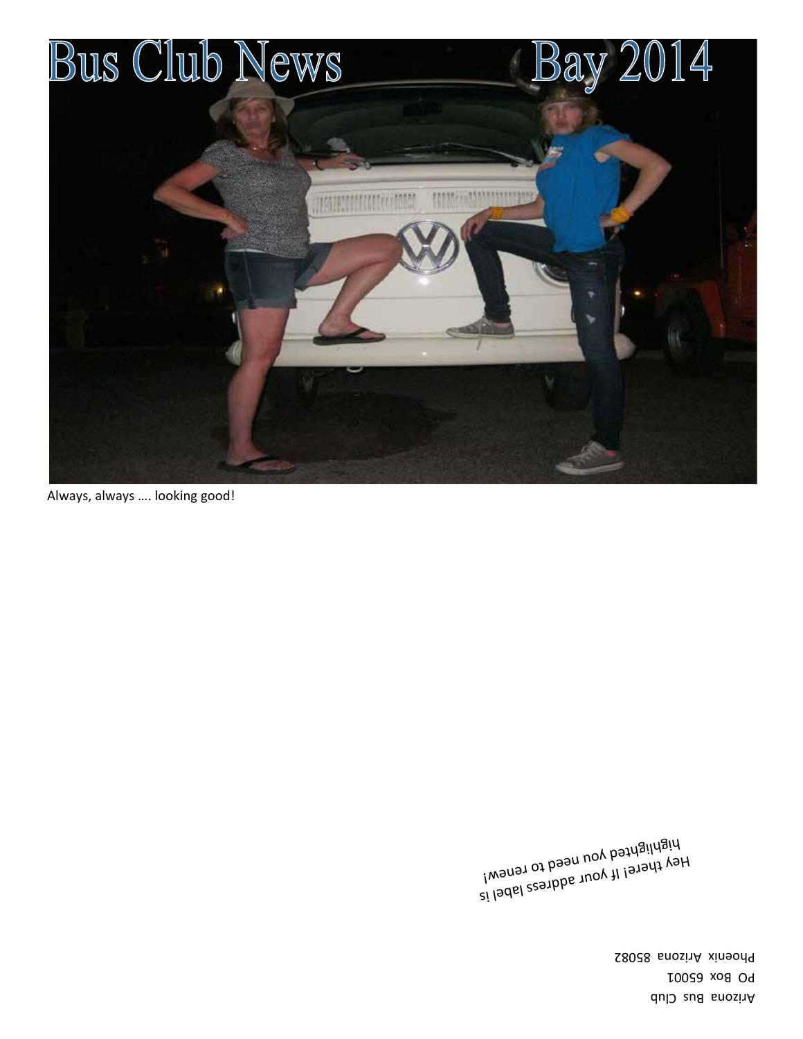# Bus Club News Bay 2014

Always, always …. looking good!

Hey there! If your address label is highlighted you need to renew!

Arizona Bus Club
PO Box 65001
Phoenix Arizona 85082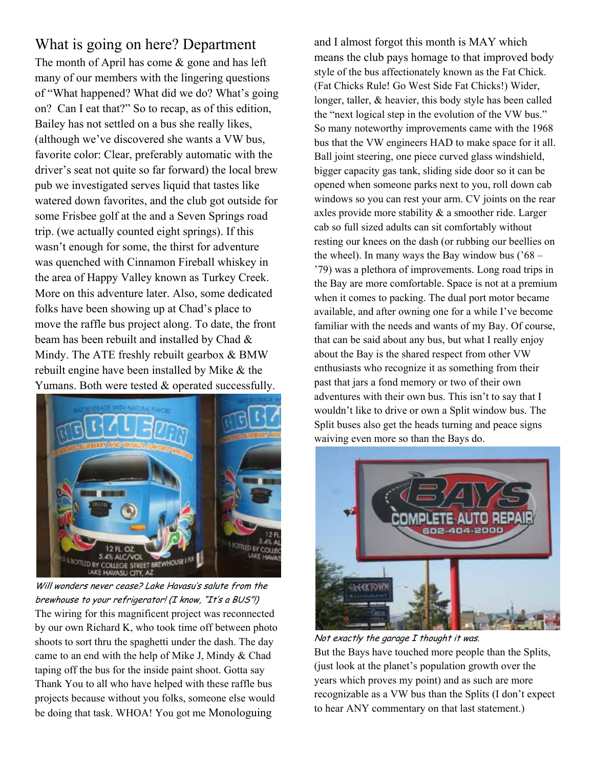## What is going on here? Department

The month of April has come & gone and has left many of our members with the lingering questions of "What happened? What did we do? What's going on? Can I eat that?" So to recap, as of this edition, Bailey has not settled on a bus she really likes, (although we've discovered she wants a VW bus, favorite color: Clear, preferably automatic with the driver's seat not quite so far forward) the local brew pub we investigated serves liquid that tastes like watered down favorites, and the club got outside for some Frisbee golf at the and a Seven Springs road trip. (we actually counted eight springs). If this wasn't enough for some, the thirst for adventure was quenched with Cinnamon Fireball whiskey in the area of Happy Valley known as Turkey Creek. More on this adventure later. Also, some dedicated folks have been showing up at Chad's place to move the raffle bus project along. To date, the front beam has been rebuilt and installed by Chad & Mindy. The ATE freshly rebuilt gearbox & BMW rebuilt engine have been installed by Mike & the Yumans. Both were tested & operated successfully.

*Will wonders never cease? Lake Havasu's salute from the brewhouse to your refrigerator! (I know, "It's a BUS"!)*

The wiring for this magnificent project was reconnected by our own Richard K, who took time off between photo shoots to sort thru the spaghetti under the dash. The day came to an end with the help of Mike J, Mindy & Chad taping off the bus for the inside paint shoot. Gotta say Thank You to all who have helped with these raffle bus projects because without you folks, someone else would be doing that task. WHOA! You got me Monologuing and I almost forgot this month is MAY which means the club pays homage to that improved body style of the bus affectionately known as the Fat Chick. (Fat Chicks Rule! Go West Side Fat Chicks!) Wider, longer, taller, & heavier, this body style has been called the "next logical step in the evolution of the VW bus." So many noteworthy improvements came with the 1968 bus that the VW engineers HAD to make space for it all. Ball joint steering, one piece curved glass windshield, bigger capacity gas tank, sliding side door so it can be opened when someone parks next to you, roll down cab windows so you can rest your arm. CV joints on the rear axles provide more stability & a smoother ride. Larger cab so full sized adults can sit comfortably without resting our knees on the dash (or rubbing our beellies on the wheel). In many ways the Bay window bus ('68 – '79) was a plethora of improvements. Long road trips in the Bay are more comfortable. Space is not at a premium when it comes to packing. The dual port motor became available, and after owning one for a while I've become familiar with the needs and wants of my Bay. Of course, that can be said about any bus, but what I really enjoy about the Bay is the shared respect from other VW enthusiasts who recognize it as something from their past that jars a fond memory or two of their own adventures with their own bus. This isn't to say that I wouldn't like to drive or own a Split window bus. The Split buses also get the heads turning and peace signs waiving even more so than the Bays do.

*Not exactly the garage I thought it was.*

But the Bays have touched more people than the Splits, (just look at the planet's population growth over the years which proves my point) and as such are more recognizable as a VW bus than the Splits (I don't expect to hear ANY commentary on that last statement.)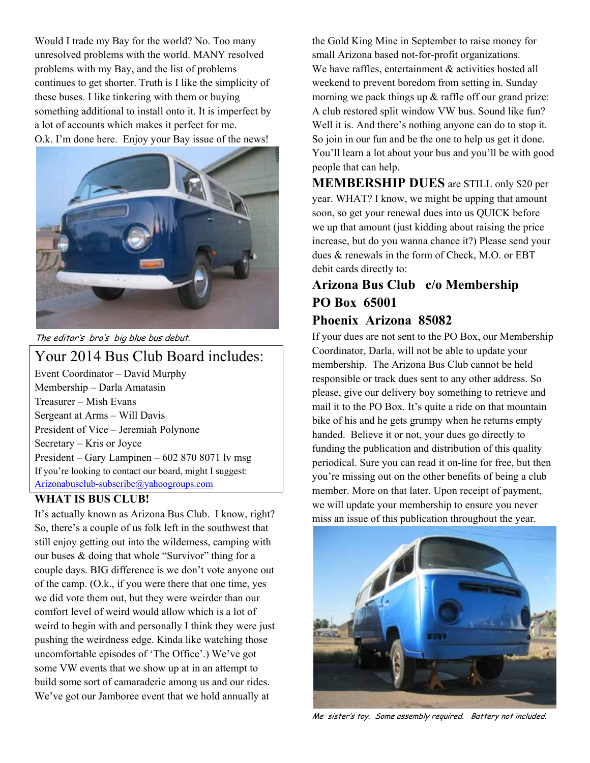Would I trade my Bay for the world? No. Too many unresolved problems with the world. MANY resolved problems with my Bay, and the list of problems continues to get shorter. Truth is I like the simplicity of these buses. I like tinkering with them or buying something additional to install onto it. It is imperfect by a lot of accounts which makes it perfect for me. O.k. I'm done here. Enjoy your Bay issue of the news!

*The editor's bro's big blue bus debut.*

## Your 2014 Bus Club Board includes:

Event Coordinator – David Murphy
Membership – Darla Amatasin
Treasurer – Mish Evans
Sergeant at Arms – Will Davis
President of Vice – Jeremiah Polynone
Secretary – Kris or Joyce
President – Gary Lampinen – 602 870 8071 lv msg

If you're looking to contact our board, might I suggest: Arizonabusclub-subscribe@yahoogroups.com

**WHAT IS BUS CLUB!**

It's actually known as Arizona Bus Club. I know, right? So, there's a couple of us folk left in the southwest that still enjoy getting out into the wilderness, camping with our buses & doing that whole "Survivor" thing for a couple days. BIG difference is we don't vote anyone out of the camp. (O.k., if you were there that one time, yes we did vote them out, but they were weirder than our comfort level of weird would allow which is a lot of weird to begin with and personally I think they were just pushing the weirdness edge. Kinda like watching those uncomfortable episodes of 'The Office'.) We've got some VW events that we show up at in an attempt to build some sort of camaraderie among us and our rides. We've got our Jamboree event that we hold annually at the Gold King Mine in September to raise money for small Arizona based not-for-profit organizations. We have raffles, entertainment & activities hosted all weekend to prevent boredom from setting in. Sunday morning we pack things up & raffle off our grand prize: A club restored split window VW bus. Sound like fun? Well it is. And there's nothing anyone can do to stop it. So join in our fun and be the one to help us get it done. You'll learn a lot about your bus and you'll be with good people that can help.

**MEMBERSHIP DUES** are STILL only $20 per year. WHAT? I know, we might be upping that amount soon, so get your renewal dues into us QUICK before we up that amount (just kidding about raising the price increase, but do you wanna chance it?) Please send your dues & renewals in the form of Check, M.O. or EBT debit cards directly to:

**Arizona Bus Club c/o Membership**
**PO Box 65001**
**Phoenix Arizona 85082**

If your dues are not sent to the PO Box, our Membership Coordinator, Darla, will not be able to update your membership. The Arizona Bus Club cannot be held responsible or track dues sent to any other address. So please, give our delivery boy something to retrieve and mail it to the PO Box. It's quite a ride on that mountain bike of his and he gets grumpy when he returns empty handed. Believe it or not, your dues go directly to funding the publication and distribution of this quality periodical. Sure you can read it on-line for free, but then you're missing out on the other benefits of being a club member. More on that later. Upon receipt of payment, we will update your membership to ensure you never miss an issue of this publication throughout the year.

*Me sister's toy. Some assembly required. Battery not included.*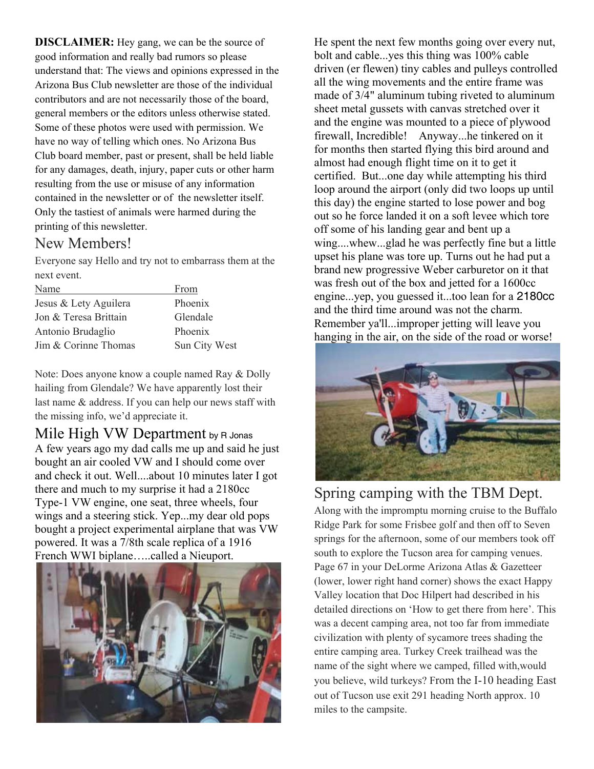**DISCLAIMER:** Hey gang, we can be the source of good information and really bad rumors so please understand that: The views and opinions expressed in the Arizona Bus Club newsletter are those of the individual contributors and are not necessarily those of the board, general members or the editors unless otherwise stated. Some of these photos were used with permission. We have no way of telling which ones. No Arizona Bus Club board member, past or present, shall be held liable for any damages, death, injury, paper cuts or other harm resulting from the use or misuse of any information contained in the newsletter or of the newsletter itself. Only the tastiest of animals were harmed during the printing of this newsletter.

## New Members!

Everyone say Hello and try not to embarrass them at the next event.

| Name | From |
|---|---|
| Jesus & Lety Aguilera | Phoenix |
| Jon & Teresa Brittain | Glendale |
| Antonio Brudaglio | Phoenix |
| Jim & Corinne Thomas | Sun City West |

Note: Does anyone know a couple named Ray & Dolly hailing from Glendale? We have apparently lost their last name & address. If you can help our news staff with the missing info, we'd appreciate it.

## Mile High VW Department by R Jonas

A few years ago my dad calls me up and said he just bought an air cooled VW and I should come over and check it out. Well....about 10 minutes later I got there and much to my surprise it had a 2180cc Type-1 VW engine, one seat, three wheels, four wings and a steering stick. Yep...my dear old pops bought a project experimental airplane that was VW powered. It was a 7/8th scale replica of a 1916 French WWI biplane…..called a Nieuport.

He spent the next few months going over every nut, bolt and cable...yes this thing was 100% cable driven (er flewen) tiny cables and pulleys controlled all the wing movements and the entire frame was made of 3/4" aluminum tubing riveted to aluminum sheet metal gussets with canvas stretched over it and the engine was mounted to a piece of plywood firewall, Incredible! Anyway...he tinkered on it for months then started flying this bird around and almost had enough flight time on it to get it certified. But...one day while attempting his third loop around the airport (only did two loops up until this day) the engine started to lose power and bog out so he force landed it on a soft levee which tore off some of his landing gear and bent up a wing....whew...glad he was perfectly fine but a little upset his plane was tore up. Turns out he had put a brand new progressive Weber carburetor on it that was fresh out of the box and jetted for a 1600cc engine...yep, you guessed it...too lean for a 2180cc and the third time around was not the charm. Remember ya'll...improper jetting will leave you hanging in the air, on the side of the road or worse!

## Spring camping with the TBM Dept.

Along with the impromptu morning cruise to the Buffalo Ridge Park for some Frisbee golf and then off to Seven springs for the afternoon, some of our members took off south to explore the Tucson area for camping venues. Page 67 in your DeLorme Arizona Atlas & Gazetteer (lower, lower right hand corner) shows the exact Happy Valley location that Doc Hilpert had described in his detailed directions on 'How to get there from here'. This was a decent camping area, not too far from immediate civilization with plenty of sycamore trees shading the entire camping area. Turkey Creek trailhead was the name of the sight where we camped, filled with,would you believe, wild turkeys? From the I-10 heading East out of Tucson use exit 291 heading North approx. 10 miles to the campsite.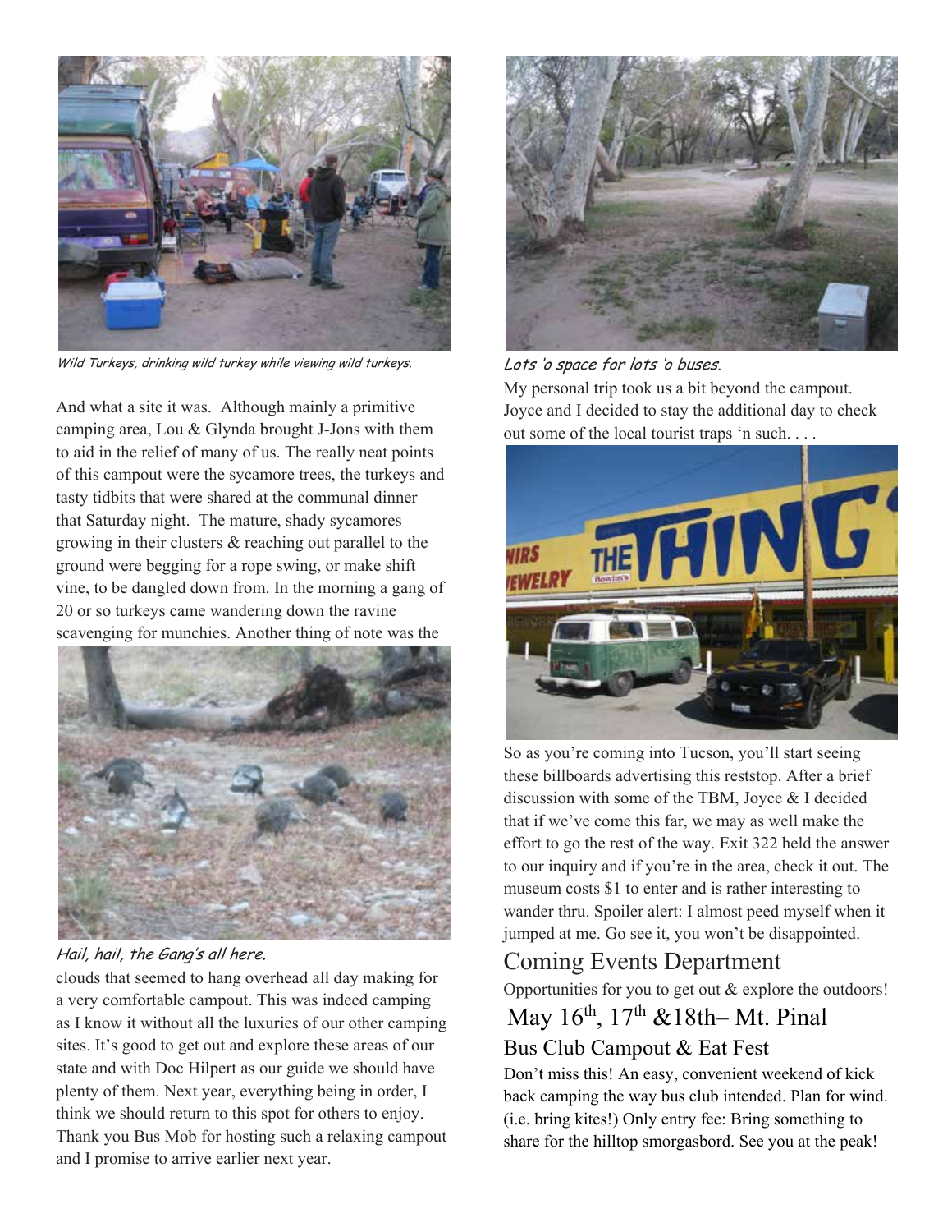*Wild Turkeys, drinking wild turkey while viewing wild turkeys.*

And what a site it was. Although mainly a primitive camping area, Lou & Glynda brought J-Jons with them to aid in the relief of many of us. The really neat points of this campout were the sycamore trees, the turkeys and tasty tidbits that were shared at the communal dinner that Saturday night. The mature, shady sycamores growing in their clusters & reaching out parallel to the ground were begging for a rope swing, or make shift vine, to be dangled down from. In the morning a gang of 20 or so turkeys came wandering down the ravine scavenging for munchies. Another thing of note was the

*Hail, hail, the Gang's all here.*

clouds that seemed to hang overhead all day making for a very comfortable campout. This was indeed camping as I know it without all the luxuries of our other camping sites. It's good to get out and explore these areas of our state and with Doc Hilpert as our guide we should have plenty of them. Next year, everything being in order, I think we should return to this spot for others to enjoy. Thank you Bus Mob for hosting such a relaxing campout and I promise to arrive earlier next year.

*Lots 'o space for lots 'o buses.*

My personal trip took us a bit beyond the campout. Joyce and I decided to stay the additional day to check out some of the local tourist traps 'n such. . . .

So as you're coming into Tucson, you'll start seeing these billboards advertising this reststop. After a brief discussion with some of the TBM, Joyce & I decided that if we've come this far, we may as well make the effort to go the rest of the way. Exit 322 held the answer to our inquiry and if you're in the area, check it out. The museum costs $1 to enter and is rather interesting to wander thru. Spoiler alert: I almost peed myself when it jumped at me. Go see it, you won't be disappointed.

## Coming Events Department

Opportunities for you to get out & explore the outdoors!

## May 16th, 17th &18th– Mt. Pinal

### Bus Club Campout & Eat Fest

Don't miss this! An easy, convenient weekend of kick back camping the way bus club intended. Plan for wind. (i.e. bring kites!) Only entry fee: Bring something to share for the hilltop smorgasbord. See you at the peak!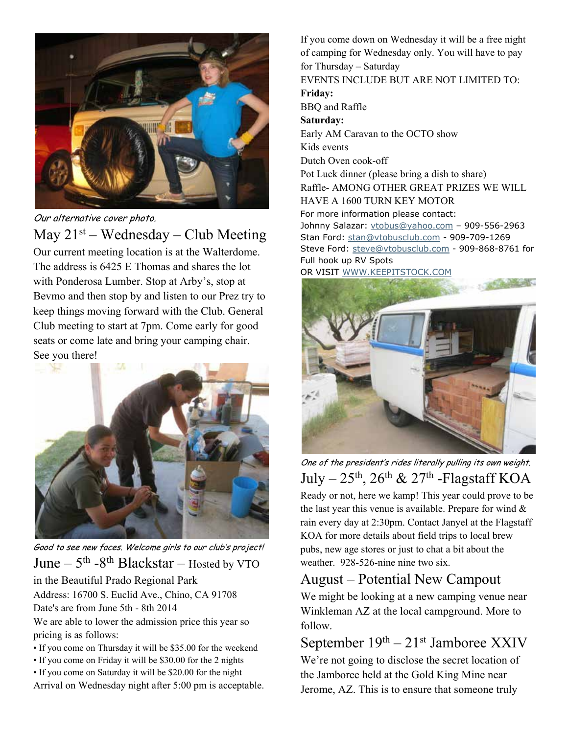*Our alternative cover photo.*

## May 21st – Wednesday – Club Meeting

Our current meeting location is at the Walterdome. The address is 6425 E Thomas and shares the lot with Ponderosa Lumber. Stop at Arby's, stop at Bevmo and then stop by and listen to our Prez try to keep things moving forward with the Club. General Club meeting to start at 7pm. Come early for good seats or come late and bring your camping chair. See you there!

*Good to see new faces. Welcome girls to our club's project!*

## June – 5th -8th Blackstar – Hosted by VTO

in the Beautiful Prado Regional Park
Address: 16700 S. Euclid Ave., Chino, CA 91708
Date's are from June 5th - 8th 2014
We are able to lower the admission price this year so pricing is as follows:

- If you come on Thursday it will be $35.00 for the weekend
- If you come on Friday it will be $30.00 for the 2 nights
- If you come on Saturday it will be $20.00 for the night

Arrival on Wednesday night after 5:00 pm is acceptable. If you come down on Wednesday it will be a free night of camping for Wednesday only. You will have to pay for Thursday – Saturday

EVENTS INCLUDE BUT ARE NOT LIMITED TO:

**Friday:**
BBQ and Raffle

**Saturday:**
Early AM Caravan to the OCTO show
Kids events
Dutch Oven cook-off
Pot Luck dinner (please bring a dish to share)
Raffle- AMONG OTHER GREAT PRIZES WE WILL HAVE A 1600 TURN KEY MOTOR

For more information please contact:
Johnny Salazar: vtobus@yahoo.com – 909-556-2963
Stan Ford: stan@vtobusclub.com - 909-709-1269
Steve Ford: steve@vtobusclub.com - 909-868-8761 for Full hook up RV Spots
OR VISIT WWW.KEEPITSTOCK.COM

*One of the president's rides literally pulling its own weight.*

## July – 25th, 26th & 27th -Flagstaff KOA

Ready or not, here we kamp! This year could prove to be the last year this venue is available. Prepare for wind & rain every day at 2:30pm. Contact Janyel at the Flagstaff KOA for more details about field trips to local brew pubs, new age stores or just to chat a bit about the weather. 928-526-nine nine two six.

## August – Potential New Campout

We might be looking at a new camping venue near Winkleman AZ at the local campground. More to follow.

## September 19th – 21st Jamboree XXIV

We're not going to disclose the secret location of the Jamboree held at the Gold King Mine near Jerome, AZ. This is to ensure that someone truly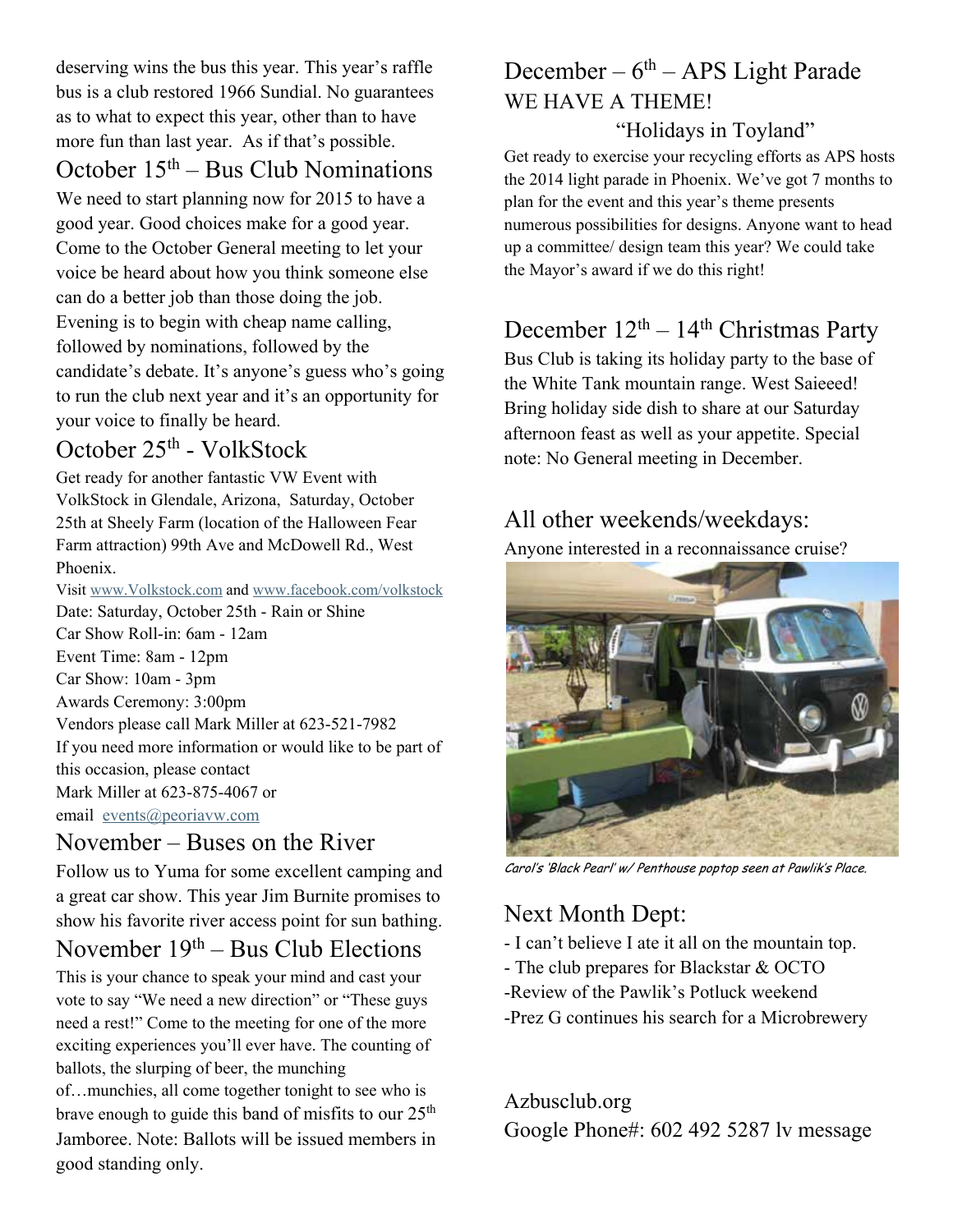deserving wins the bus this year. This year's raffle bus is a club restored 1966 Sundial. No guarantees as to what to expect this year, other than to have more fun than last year. As if that's possible.

## October 15th – Bus Club Nominations

We need to start planning now for 2015 to have a good year. Good choices make for a good year. Come to the October General meeting to let your voice be heard about how you think someone else can do a better job than those doing the job. Evening is to begin with cheap name calling, followed by nominations, followed by the candidate's debate. It's anyone's guess who's going to run the club next year and it's an opportunity for your voice to finally be heard.

## October 25th - VolkStock

Get ready for another fantastic VW Event with VolkStock in Glendale, Arizona, Saturday, October 25th at Sheely Farm (location of the Halloween Fear Farm attraction) 99th Ave and McDowell Rd., West Phoenix.

Visit www.Volkstock.com and www.facebook.com/volkstock
Date: Saturday, October 25th - Rain or Shine
Car Show Roll-in: 6am - 12am
Event Time: 8am - 12pm
Car Show: 10am - 3pm
Awards Ceremony: 3:00pm
Vendors please call Mark Miller at 623-521-7982
If you need more information or would like to be part of this occasion, please contact
Mark Miller at 623-875-4067 or
email events@peoriavw.com

## November – Buses on the River

Follow us to Yuma for some excellent camping and a great car show. This year Jim Burnite promises to show his favorite river access point for sun bathing.

## November 19th – Bus Club Elections

This is your chance to speak your mind and cast your vote to say "We need a new direction" or "These guys need a rest!" Come to the meeting for one of the more exciting experiences you'll ever have. The counting of ballots, the slurping of beer, the munching of…munchies, all come together tonight to see who is brave enough to guide this band of misfits to our 25th Jamboree. Note: Ballots will be issued members in good standing only.

## December – 6th – APS Light Parade

WE HAVE A THEME!

"Holidays in Toyland"

Get ready to exercise your recycling efforts as APS hosts the 2014 light parade in Phoenix. We've got 7 months to plan for the event and this year's theme presents numerous possibilities for designs. Anyone want to head up a committee/ design team this year? We could take the Mayor's award if we do this right!

## December 12th – 14th Christmas Party

Bus Club is taking its holiday party to the base of the White Tank mountain range. West Saieeed! Bring holiday side dish to share at our Saturday afternoon feast as well as your appetite. Special note: No General meeting in December.

## All other weekends/weekdays:

Anyone interested in a reconnaissance cruise?

*Carol's 'Black Pearl' w/ Penthouse poptop seen at Pawlik's Place.*

## Next Month Dept:

- I can't believe I ate it all on the mountain top.
- The club prepares for Blackstar & OCTO
- Review of the Pawlik's Potluck weekend
- Prez G continues his search for a Microbrewery

Azbusclub.org
Google Phone#: 602 492 5287 lv message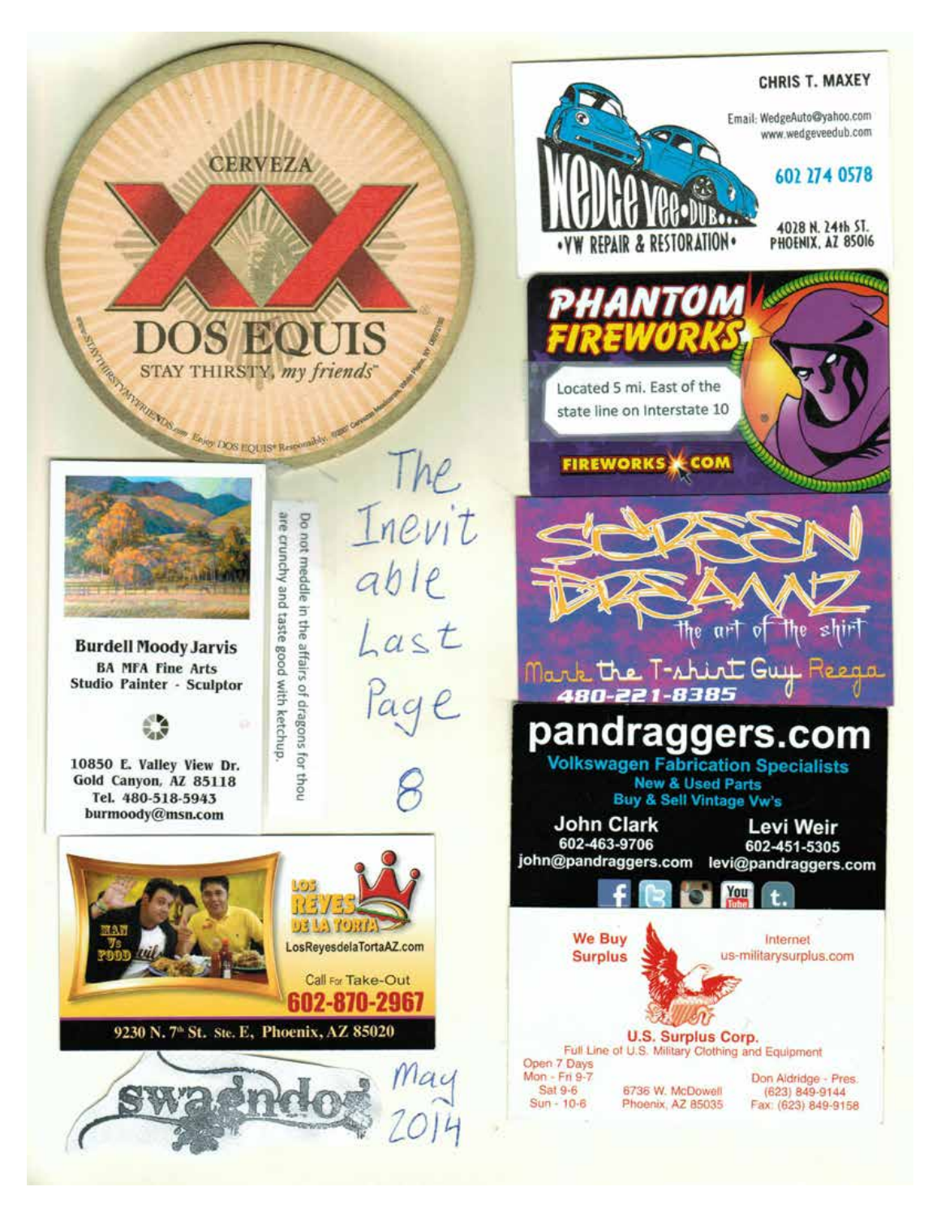CERVEZA

DOS EQUIS

STAY THIRSTY, *my friends*

STAYTHIRSTYMYFRIENDS.com Enjoy DOS EQUIS Responsibly.

CHRIS T. MAXEY

Email: WedgeAuto@yahoo.com
www.wedgeveedub.com

602 274 0578

Wedge Vee-Dub...
•VW REPAIR & RESTORATION•

4028 N. 24th ST.
PHOENIX, AZ 85016

PHANTOM FIREWORKS

Located 5 mi. East of the state line on Interstate 10

FIREWORKS.COM

**Burdell Moody Jarvis**
**BA MFA Fine Arts**
**Studio Painter - Sculptor**

10850 E. Valley View Dr.
Gold Canyon, AZ 85118
Tel. 480-518-5943
burmoody@msn.com

Do not meddle in the affairs of dragons for thou are crunchy and taste good with ketchup.

The Inevitable Last Page

8

SCREEN DREAMZ
the art of the shirt
Mark the T-shirt Guy Reega
480-221-8385

# pandraggers.com

Volkswagen Fabrication Specialists
New & Used Parts
Buy & Sell Vintage Vw's

| John Clark | Levi Weir |
|---|---|
| 602-463-9706 | 602-451-5305 |
| john@pandraggers.com | levi@pandraggers.com |

LOS REYES DE LA TORTA
LosReyesdelaTortaAZ.com
Call For Take-Out
602-870-2967
9230 N. 7th St. Ste. E, Phoenix, AZ 85020

We Buy Surplus

Internet
us-militarysurplus.com

U.S. Surplus Corp.
Full Line of U.S. Military Clothing and Equipment

Open 7 Days
Mon - Fri 9-7
Sat 9-6
Sun - 10-6

6736 W. McDowell
Phoenix, AZ 85035

Don Aldridge - Pres.
(623) 849-9144
Fax: (623) 849-9158

swagndog

May 2014